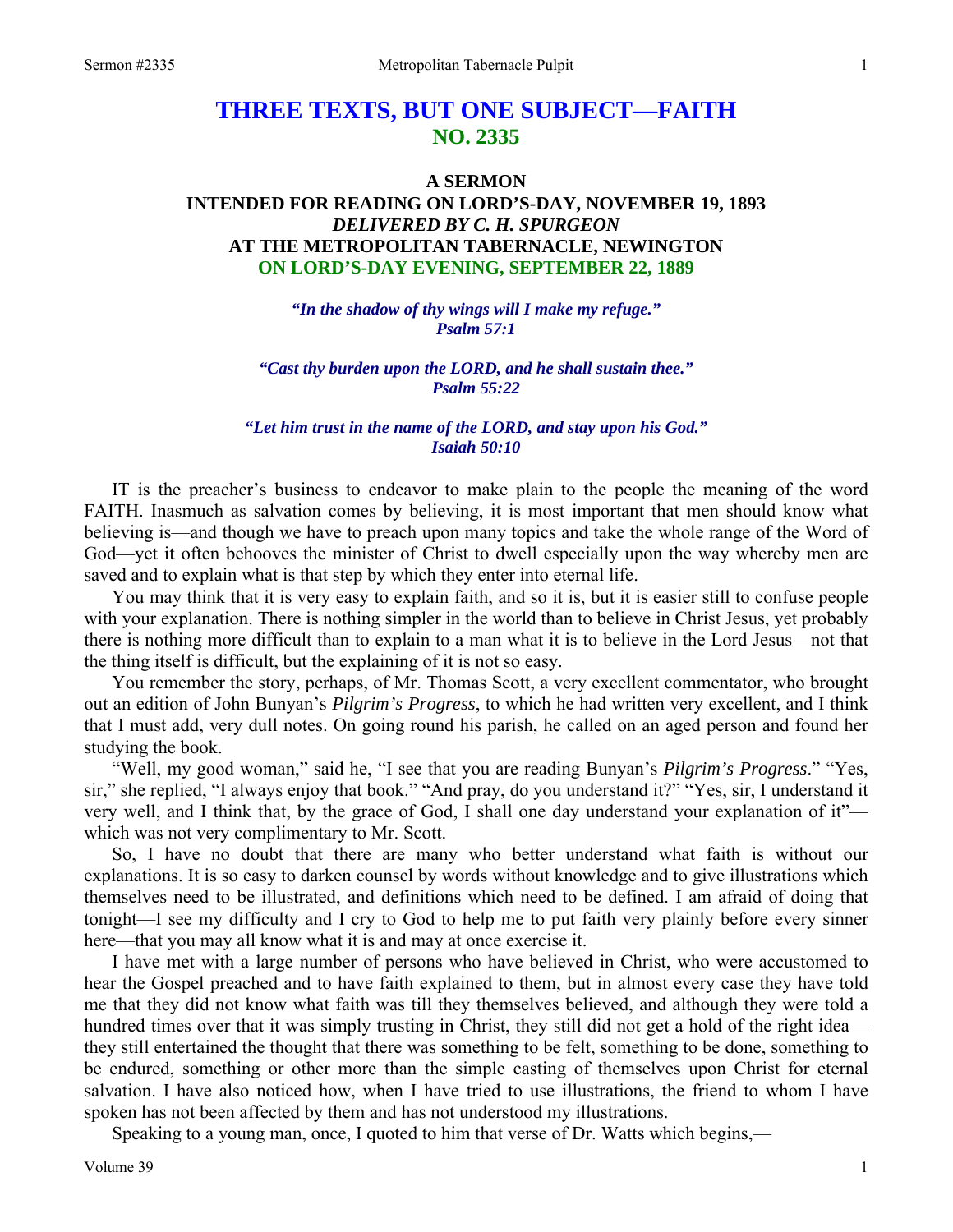# THREE TEXTS, BUT ONE SUBJECT—FAITH
## NO. 2335

### A SERMON
### INTENDED FOR READING ON LORD'S-DAY, NOVEMBER 19, 1893
### *DELIVERED BY C. H. SPURGEON*
### AT THE METROPOLITAN TABERNACLE, NEWINGTON
### ON LORD'S-DAY EVENING, SEPTEMBER 22, 1889

***"In the shadow of thy wings will I make my refuge."***
***Psalm 57:1***

***"Cast thy burden upon the LORD, and he shall sustain thee."***
***Psalm 55:22***

***"Let him trust in the name of the LORD, and stay upon his God."***
***Isaiah 50:10***

IT is the preacher's business to endeavor to make plain to the people the meaning of the word FAITH. Inasmuch as salvation comes by believing, it is most important that men should know what believing is—and though we have to preach upon many topics and take the whole range of the Word of God—yet it often behooves the minister of Christ to dwell especially upon the way whereby men are saved and to explain what is that step by which they enter into eternal life.

You may think that it is very easy to explain faith, and so it is, but it is easier still to confuse people with your explanation. There is nothing simpler in the world than to believe in Christ Jesus, yet probably there is nothing more difficult than to explain to a man what it is to believe in the Lord Jesus—not that the thing itself is difficult, but the explaining of it is not so easy.

You remember the story, perhaps, of Mr. Thomas Scott, a very excellent commentator, who brought out an edition of John Bunyan's *Pilgrim's Progress*, to which he had written very excellent, and I think that I must add, very dull notes. On going round his parish, he called on an aged person and found her studying the book.

"Well, my good woman," said he, "I see that you are reading Bunyan's *Pilgrim's Progress*." "Yes, sir," she replied, "I always enjoy that book." "And pray, do you understand it?" "Yes, sir, I understand it very well, and I think that, by the grace of God, I shall one day understand your explanation of it"—which was not very complimentary to Mr. Scott.

So, I have no doubt that there are many who better understand what faith is without our explanations. It is so easy to darken counsel by words without knowledge and to give illustrations which themselves need to be illustrated, and definitions which need to be defined. I am afraid of doing that tonight—I see my difficulty and I cry to God to help me to put faith very plainly before every sinner here—that you may all know what it is and may at once exercise it.

I have met with a large number of persons who have believed in Christ, who were accustomed to hear the Gospel preached and to have faith explained to them, but in almost every case they have told me that they did not know what faith was till they themselves believed, and although they were told a hundred times over that it was simply trusting in Christ, they still did not get a hold of the right idea—they still entertained the thought that there was something to be felt, something to be done, something to be endured, something or other more than the simple casting of themselves upon Christ for eternal salvation. I have also noticed how, when I have tried to use illustrations, the friend to whom I have spoken has not been affected by them and has not understood my illustrations.

Speaking to a young man, once, I quoted to him that verse of Dr. Watts which begins,—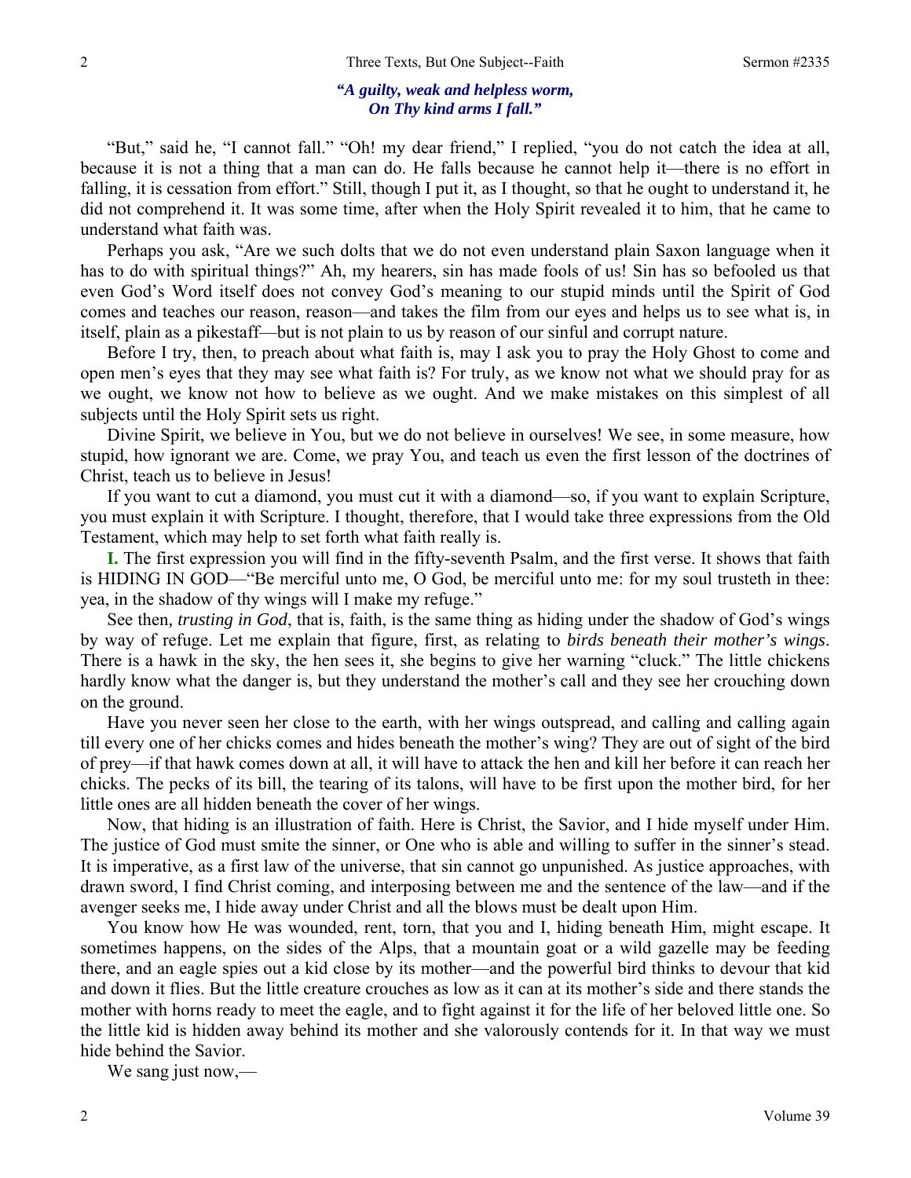*"A guilty, weak and helpless worm,*
*On Thy kind arms I fall."*

"But," said he, "I cannot fall." "Oh! my dear friend," I replied, "you do not catch the idea at all, because it is not a thing that a man can do. He falls because he cannot help it—there is no effort in falling, it is cessation from effort." Still, though I put it, as I thought, so that he ought to understand it, he did not comprehend it. It was some time, after when the Holy Spirit revealed it to him, that he came to understand what faith was.

Perhaps you ask, "Are we such dolts that we do not even understand plain Saxon language when it has to do with spiritual things?" Ah, my hearers, sin has made fools of us! Sin has so befooled us that even God's Word itself does not convey God's meaning to our stupid minds until the Spirit of God comes and teaches our reason, reason—and takes the film from our eyes and helps us to see what is, in itself, plain as a pikestaff—but is not plain to us by reason of our sinful and corrupt nature.

Before I try, then, to preach about what faith is, may I ask you to pray the Holy Ghost to come and open men's eyes that they may see what faith is? For truly, as we know not what we should pray for as we ought, we know not how to believe as we ought. And we make mistakes on this simplest of all subjects until the Holy Spirit sets us right.

Divine Spirit, we believe in You, but we do not believe in ourselves! We see, in some measure, how stupid, how ignorant we are. Come, we pray You, and teach us even the first lesson of the doctrines of Christ, teach us to believe in Jesus!

If you want to cut a diamond, you must cut it with a diamond—so, if you want to explain Scripture, you must explain it with Scripture. I thought, therefore, that I would take three expressions from the Old Testament, which may help to set forth what faith really is.

**I.** The first expression you will find in the fifty-seventh Psalm, and the first verse. It shows that faith is HIDING IN GOD—"Be merciful unto me, O God, be merciful unto me: for my soul trusteth in thee: yea, in the shadow of thy wings will I make my refuge."

See then, *trusting in God*, that is, faith, is the same thing as hiding under the shadow of God's wings by way of refuge. Let me explain that figure, first, as relating to *birds beneath their mother's wings*. There is a hawk in the sky, the hen sees it, she begins to give her warning "cluck." The little chickens hardly know what the danger is, but they understand the mother's call and they see her crouching down on the ground.

Have you never seen her close to the earth, with her wings outspread, and calling and calling again till every one of her chicks comes and hides beneath the mother's wing? They are out of sight of the bird of prey—if that hawk comes down at all, it will have to attack the hen and kill her before it can reach her chicks. The pecks of its bill, the tearing of its talons, will have to be first upon the mother bird, for her little ones are all hidden beneath the cover of her wings.

Now, that hiding is an illustration of faith. Here is Christ, the Savior, and I hide myself under Him. The justice of God must smite the sinner, or One who is able and willing to suffer in the sinner's stead. It is imperative, as a first law of the universe, that sin cannot go unpunished. As justice approaches, with drawn sword, I find Christ coming, and interposing between me and the sentence of the law—and if the avenger seeks me, I hide away under Christ and all the blows must be dealt upon Him.

You know how He was wounded, rent, torn, that you and I, hiding beneath Him, might escape. It sometimes happens, on the sides of the Alps, that a mountain goat or a wild gazelle may be feeding there, and an eagle spies out a kid close by its mother—and the powerful bird thinks to devour that kid and down it flies. But the little creature crouches as low as it can at its mother's side and there stands the mother with horns ready to meet the eagle, and to fight against it for the life of her beloved little one. So the little kid is hidden away behind its mother and she valorously contends for it. In that way we must hide behind the Savior.

We sang just now,—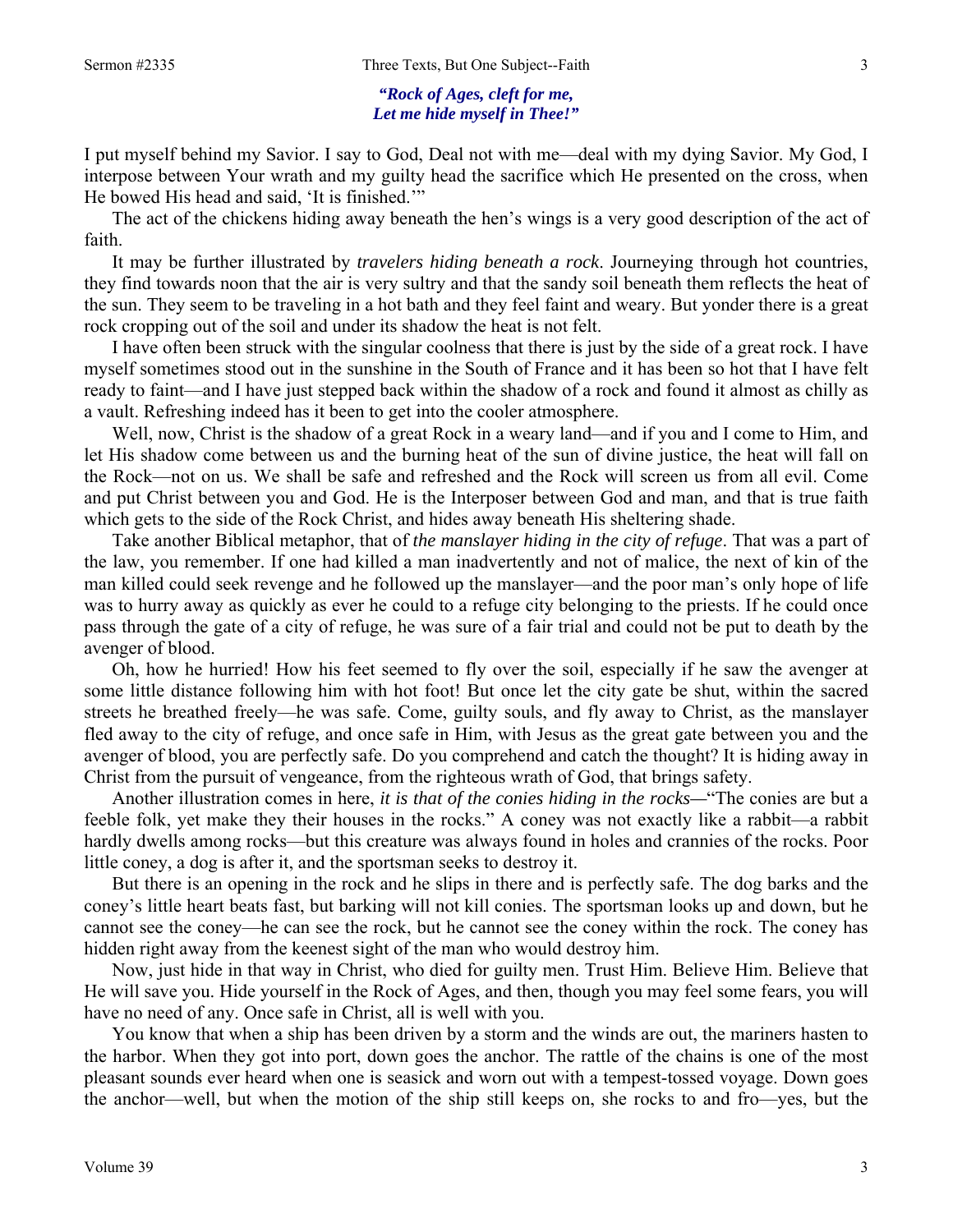***"Rock of Ages, cleft for me,***
***Let me hide myself in Thee!"***

I put myself behind my Savior. I say to God, Deal not with me—deal with my dying Savior. My God, I interpose between Your wrath and my guilty head the sacrifice which He presented on the cross, when He bowed His head and said, 'It is finished.'"

The act of the chickens hiding away beneath the hen's wings is a very good description of the act of faith.

It may be further illustrated by *travelers hiding beneath a rock*. Journeying through hot countries, they find towards noon that the air is very sultry and that the sandy soil beneath them reflects the heat of the sun. They seem to be traveling in a hot bath and they feel faint and weary. But yonder there is a great rock cropping out of the soil and under its shadow the heat is not felt.

I have often been struck with the singular coolness that there is just by the side of a great rock. I have myself sometimes stood out in the sunshine in the South of France and it has been so hot that I have felt ready to faint—and I have just stepped back within the shadow of a rock and found it almost as chilly as a vault. Refreshing indeed has it been to get into the cooler atmosphere.

Well, now, Christ is the shadow of a great Rock in a weary land—and if you and I come to Him, and let His shadow come between us and the burning heat of the sun of divine justice, the heat will fall on the Rock—not on us. We shall be safe and refreshed and the Rock will screen us from all evil. Come and put Christ between you and God. He is the Interposer between God and man, and that is true faith which gets to the side of the Rock Christ, and hides away beneath His sheltering shade.

Take another Biblical metaphor, that of *the manslayer hiding in the city of refuge*. That was a part of the law, you remember. If one had killed a man inadvertently and not of malice, the next of kin of the man killed could seek revenge and he followed up the manslayer—and the poor man's only hope of life was to hurry away as quickly as ever he could to a refuge city belonging to the priests. If he could once pass through the gate of a city of refuge, he was sure of a fair trial and could not be put to death by the avenger of blood.

Oh, how he hurried! How his feet seemed to fly over the soil, especially if he saw the avenger at some little distance following him with hot foot! But once let the city gate be shut, within the sacred streets he breathed freely—he was safe. Come, guilty souls, and fly away to Christ, as the manslayer fled away to the city of refuge, and once safe in Him, with Jesus as the great gate between you and the avenger of blood, you are perfectly safe. Do you comprehend and catch the thought? It is hiding away in Christ from the pursuit of vengeance, from the righteous wrath of God, that brings safety.

Another illustration comes in here, *it is that of the conies hiding in the rocks*—"The conies are but a feeble folk, yet make they their houses in the rocks." A coney was not exactly like a rabbit—a rabbit hardly dwells among rocks—but this creature was always found in holes and crannies of the rocks. Poor little coney, a dog is after it, and the sportsman seeks to destroy it.

But there is an opening in the rock and he slips in there and is perfectly safe. The dog barks and the coney's little heart beats fast, but barking will not kill conies. The sportsman looks up and down, but he cannot see the coney—he can see the rock, but he cannot see the coney within the rock. The coney has hidden right away from the keenest sight of the man who would destroy him.

Now, just hide in that way in Christ, who died for guilty men. Trust Him. Believe Him. Believe that He will save you. Hide yourself in the Rock of Ages, and then, though you may feel some fears, you will have no need of any. Once safe in Christ, all is well with you.

You know that when a ship has been driven by a storm and the winds are out, the mariners hasten to the harbor. When they got into port, down goes the anchor. The rattle of the chains is one of the most pleasant sounds ever heard when one is seasick and worn out with a tempest-tossed voyage. Down goes the anchor—well, but when the motion of the ship still keeps on, she rocks to and fro—yes, but the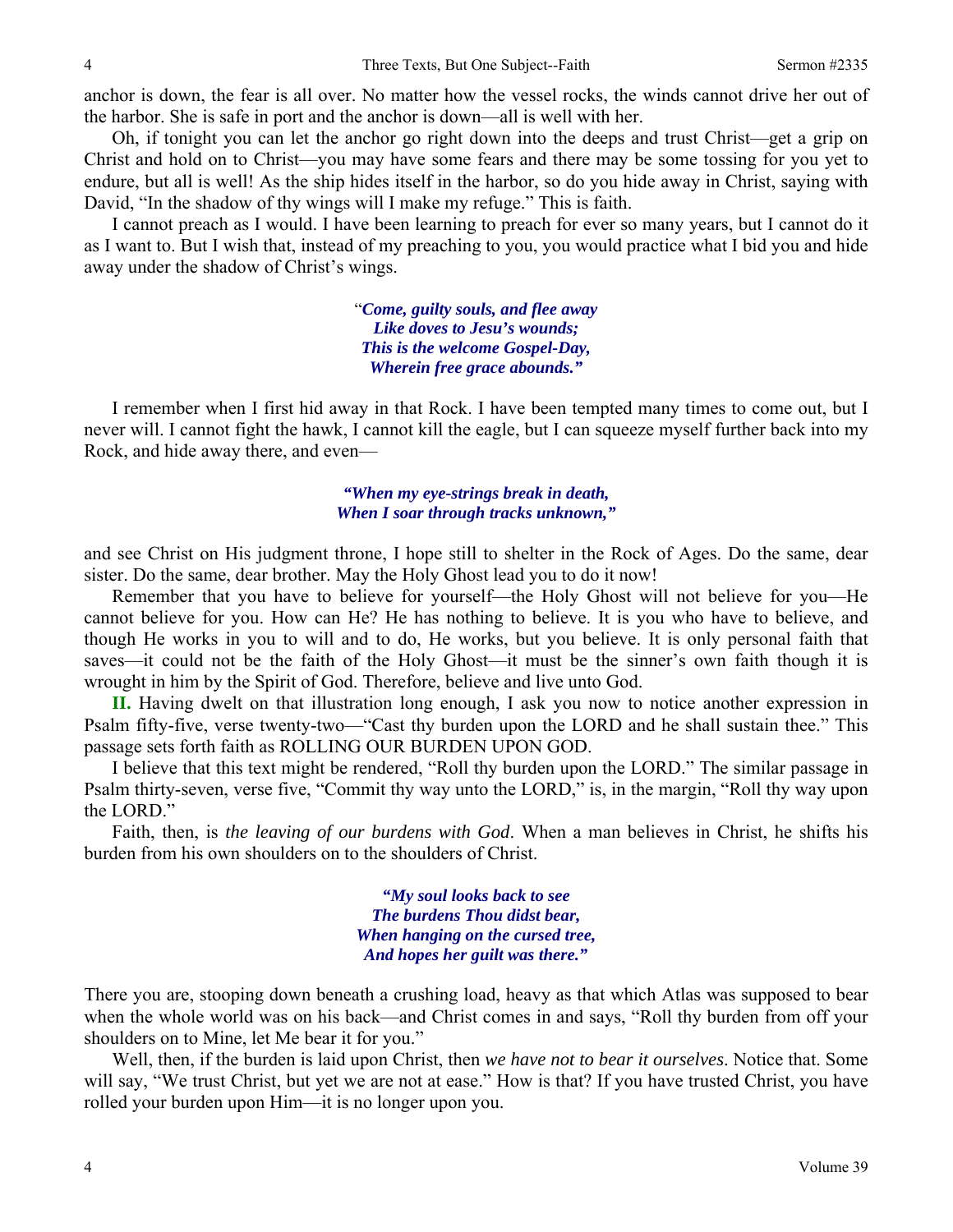anchor is down, the fear is all over. No matter how the vessel rocks, the winds cannot drive her out of the harbor. She is safe in port and the anchor is down—all is well with her.

Oh, if tonight you can let the anchor go right down into the deeps and trust Christ—get a grip on Christ and hold on to Christ—you may have some fears and there may be some tossing for you yet to endure, but all is well! As the ship hides itself in the harbor, so do you hide away in Christ, saying with David, "In the shadow of thy wings will I make my refuge." This is faith.

I cannot preach as I would. I have been learning to preach for ever so many years, but I cannot do it as I want to. But I wish that, instead of my preaching to you, you would practice what I bid you and hide away under the shadow of Christ's wings.

> "*Come, guilty souls, and flee away*
> *Like doves to Jesu's wounds;*
> *This is the welcome Gospel-Day,*
> *Wherein free grace abounds."*

I remember when I first hid away in that Rock. I have been tempted many times to come out, but I never will. I cannot fight the hawk, I cannot kill the eagle, but I can squeeze myself further back into my Rock, and hide away there, and even—

> *"When my eye-strings break in death,*
> *When I soar through tracks unknown,"*

and see Christ on His judgment throne, I hope still to shelter in the Rock of Ages. Do the same, dear sister. Do the same, dear brother. May the Holy Ghost lead you to do it now!

Remember that you have to believe for yourself—the Holy Ghost will not believe for you—He cannot believe for you. How can He? He has nothing to believe. It is you who have to believe, and though He works in you to will and to do, He works, but you believe. It is only personal faith that saves—it could not be the faith of the Holy Ghost—it must be the sinner's own faith though it is wrought in him by the Spirit of God. Therefore, believe and live unto God.

**II.** Having dwelt on that illustration long enough, I ask you now to notice another expression in Psalm fifty-five, verse twenty-two—"Cast thy burden upon the LORD and he shall sustain thee." This passage sets forth faith as ROLLING OUR BURDEN UPON GOD.

I believe that this text might be rendered, "Roll thy burden upon the LORD." The similar passage in Psalm thirty-seven, verse five, "Commit thy way unto the LORD," is, in the margin, "Roll thy way upon the LORD."

Faith, then, is *the leaving of our burdens with God*. When a man believes in Christ, he shifts his burden from his own shoulders on to the shoulders of Christ.

> *"My soul looks back to see*
> *The burdens Thou didst bear,*
> *When hanging on the cursed tree,*
> *And hopes her guilt was there."*

There you are, stooping down beneath a crushing load, heavy as that which Atlas was supposed to bear when the whole world was on his back—and Christ comes in and says, "Roll thy burden from off your shoulders on to Mine, let Me bear it for you."

Well, then, if the burden is laid upon Christ, then *we have not to bear it ourselves*. Notice that. Some will say, "We trust Christ, but yet we are not at ease." How is that? If you have trusted Christ, you have rolled your burden upon Him—it is no longer upon you.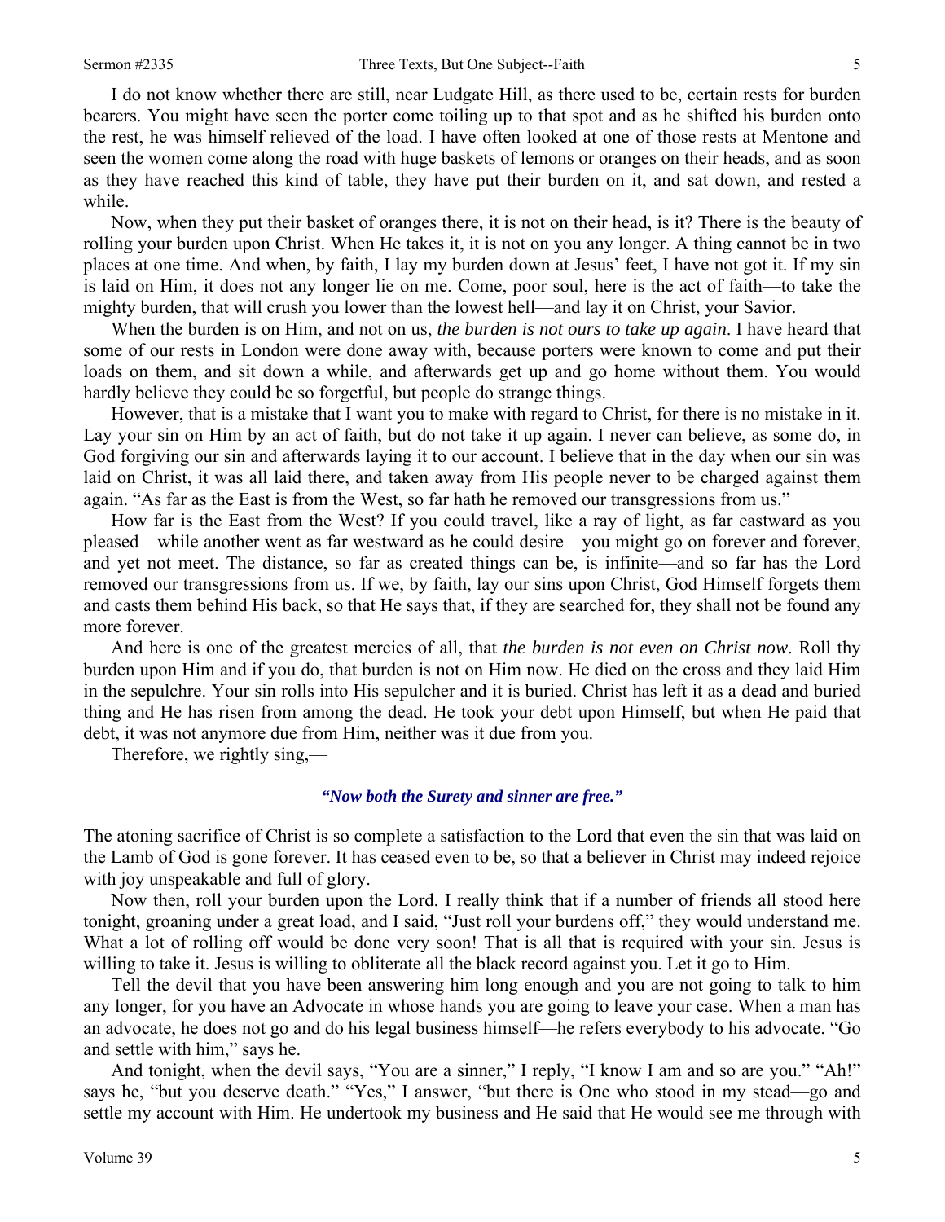I do not know whether there are still, near Ludgate Hill, as there used to be, certain rests for burden bearers. You might have seen the porter come toiling up to that spot and as he shifted his burden onto the rest, he was himself relieved of the load. I have often looked at one of those rests at Mentone and seen the women come along the road with huge baskets of lemons or oranges on their heads, and as soon as they have reached this kind of table, they have put their burden on it, and sat down, and rested a while.

Now, when they put their basket of oranges there, it is not on their head, is it? There is the beauty of rolling your burden upon Christ. When He takes it, it is not on you any longer. A thing cannot be in two places at one time. And when, by faith, I lay my burden down at Jesus' feet, I have not got it. If my sin is laid on Him, it does not any longer lie on me. Come, poor soul, here is the act of faith—to take the mighty burden, that will crush you lower than the lowest hell—and lay it on Christ, your Savior.

When the burden is on Him, and not on us, *the burden is not ours to take up again*. I have heard that some of our rests in London were done away with, because porters were known to come and put their loads on them, and sit down a while, and afterwards get up and go home without them. You would hardly believe they could be so forgetful, but people do strange things.

However, that is a mistake that I want you to make with regard to Christ, for there is no mistake in it. Lay your sin on Him by an act of faith, but do not take it up again. I never can believe, as some do, in God forgiving our sin and afterwards laying it to our account. I believe that in the day when our sin was laid on Christ, it was all laid there, and taken away from His people never to be charged against them again. "As far as the East is from the West, so far hath he removed our transgressions from us."

How far is the East from the West? If you could travel, like a ray of light, as far eastward as you pleased—while another went as far westward as he could desire—you might go on forever and forever, and yet not meet. The distance, so far as created things can be, is infinite—and so far has the Lord removed our transgressions from us. If we, by faith, lay our sins upon Christ, God Himself forgets them and casts them behind His back, so that He says that, if they are searched for, they shall not be found any more forever.

And here is one of the greatest mercies of all, that *the burden is not even on Christ now*. Roll thy burden upon Him and if you do, that burden is not on Him now. He died on the cross and they laid Him in the sepulchre. Your sin rolls into His sepulcher and it is buried. Christ has left it as a dead and buried thing and He has risen from among the dead. He took your debt upon Himself, but when He paid that debt, it was not anymore due from Him, neither was it due from you.

Therefore, we rightly sing,—

***"Now both the Surety and sinner are free."***

The atoning sacrifice of Christ is so complete a satisfaction to the Lord that even the sin that was laid on the Lamb of God is gone forever. It has ceased even to be, so that a believer in Christ may indeed rejoice with joy unspeakable and full of glory.

Now then, roll your burden upon the Lord. I really think that if a number of friends all stood here tonight, groaning under a great load, and I said, "Just roll your burdens off," they would understand me. What a lot of rolling off would be done very soon! That is all that is required with your sin. Jesus is willing to take it. Jesus is willing to obliterate all the black record against you. Let it go to Him.

Tell the devil that you have been answering him long enough and you are not going to talk to him any longer, for you have an Advocate in whose hands you are going to leave your case. When a man has an advocate, he does not go and do his legal business himself—he refers everybody to his advocate. "Go and settle with him," says he.

And tonight, when the devil says, "You are a sinner," I reply, "I know I am and so are you." "Ah!" says he, "but you deserve death." "Yes," I answer, "but there is One who stood in my stead—go and settle my account with Him. He undertook my business and He said that He would see me through with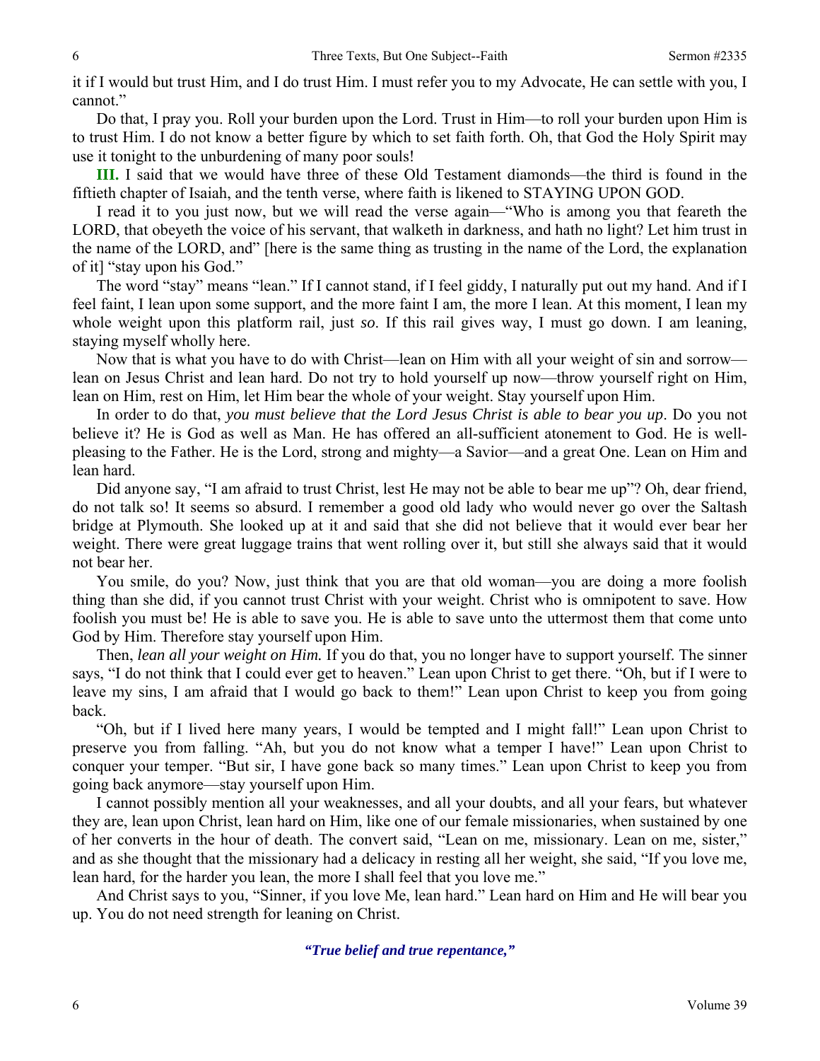it if I would but trust Him, and I do trust Him. I must refer you to my Advocate, He can settle with you, I cannot."

Do that, I pray you. Roll your burden upon the Lord. Trust in Him—to roll your burden upon Him is to trust Him. I do not know a better figure by which to set faith forth. Oh, that God the Holy Spirit may use it tonight to the unburdening of many poor souls!

**III.** I said that we would have three of these Old Testament diamonds—the third is found in the fiftieth chapter of Isaiah, and the tenth verse, where faith is likened to STAYING UPON GOD.

I read it to you just now, but we will read the verse again—"Who is among you that feareth the LORD, that obeyeth the voice of his servant, that walketh in darkness, and hath no light? Let him trust in the name of the LORD, and" [here is the same thing as trusting in the name of the Lord, the explanation of it] "stay upon his God."

The word "stay" means "lean." If I cannot stand, if I feel giddy, I naturally put out my hand. And if I feel faint, I lean upon some support, and the more faint I am, the more I lean. At this moment, I lean my whole weight upon this platform rail, just *so*. If this rail gives way, I must go down. I am leaning, staying myself wholly here.

Now that is what you have to do with Christ—lean on Him with all your weight of sin and sorrow—lean on Jesus Christ and lean hard. Do not try to hold yourself up now—throw yourself right on Him, lean on Him, rest on Him, let Him bear the whole of your weight. Stay yourself upon Him.

In order to do that, *you must believe that the Lord Jesus Christ is able to bear you up*. Do you not believe it? He is God as well as Man. He has offered an all-sufficient atonement to God. He is well-pleasing to the Father. He is the Lord, strong and mighty—a Savior—and a great One. Lean on Him and lean hard.

Did anyone say, "I am afraid to trust Christ, lest He may not be able to bear me up"? Oh, dear friend, do not talk so! It seems so absurd. I remember a good old lady who would never go over the Saltash bridge at Plymouth. She looked up at it and said that she did not believe that it would ever bear her weight. There were great luggage trains that went rolling over it, but still she always said that it would not bear her.

You smile, do you? Now, just think that you are that old woman—you are doing a more foolish thing than she did, if you cannot trust Christ with your weight. Christ who is omnipotent to save. How foolish you must be! He is able to save you. He is able to save unto the uttermost them that come unto God by Him. Therefore stay yourself upon Him.

Then, *lean all your weight on Him.* If you do that, you no longer have to support yourself. The sinner says, "I do not think that I could ever get to heaven." Lean upon Christ to get there. "Oh, but if I were to leave my sins, I am afraid that I would go back to them!" Lean upon Christ to keep you from going back.

"Oh, but if I lived here many years, I would be tempted and I might fall!" Lean upon Christ to preserve you from falling. "Ah, but you do not know what a temper I have!" Lean upon Christ to conquer your temper. "But sir, I have gone back so many times." Lean upon Christ to keep you from going back anymore—stay yourself upon Him.

I cannot possibly mention all your weaknesses, and all your doubts, and all your fears, but whatever they are, lean upon Christ, lean hard on Him, like one of our female missionaries, when sustained by one of her converts in the hour of death. The convert said, "Lean on me, missionary. Lean on me, sister," and as she thought that the missionary had a delicacy in resting all her weight, she said, "If you love me, lean hard, for the harder you lean, the more I shall feel that you love me."

And Christ says to you, "Sinner, if you love Me, lean hard." Lean hard on Him and He will bear you up. You do not need strength for leaning on Christ.

*"True belief and true repentance,"*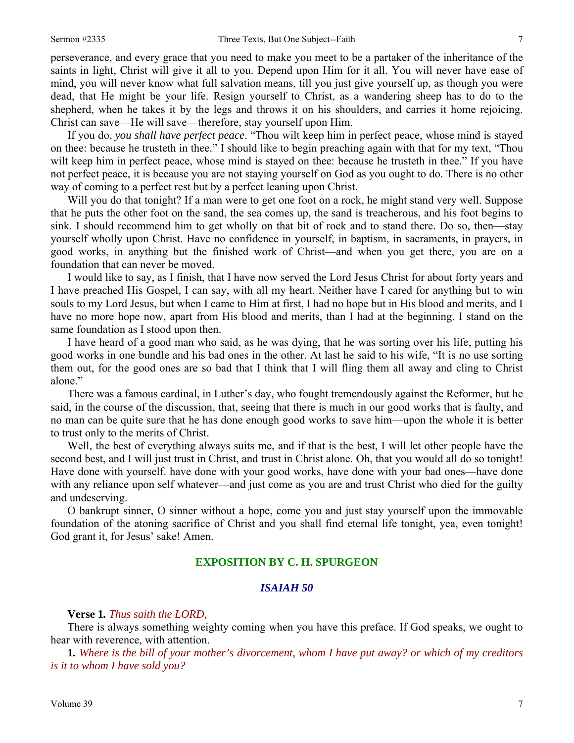perseverance, and every grace that you need to make you meet to be a partaker of the inheritance of the saints in light, Christ will give it all to you. Depend upon Him for it all. You will never have ease of mind, you will never know what full salvation means, till you just give yourself up, as though you were dead, that He might be your life. Resign yourself to Christ, as a wandering sheep has to do to the shepherd, when he takes it by the legs and throws it on his shoulders, and carries it home rejoicing. Christ can save—He will save—therefore, stay yourself upon Him.

If you do, *you shall have perfect peace*. "Thou wilt keep him in perfect peace, whose mind is stayed on thee: because he trusteth in thee." I should like to begin preaching again with that for my text, "Thou wilt keep him in perfect peace, whose mind is stayed on thee: because he trusteth in thee." If you have not perfect peace, it is because you are not staying yourself on God as you ought to do. There is no other way of coming to a perfect rest but by a perfect leaning upon Christ.

Will you do that tonight? If a man were to get one foot on a rock, he might stand very well. Suppose that he puts the other foot on the sand, the sea comes up, the sand is treacherous, and his foot begins to sink. I should recommend him to get wholly on that bit of rock and to stand there. Do so, then—stay yourself wholly upon Christ. Have no confidence in yourself, in baptism, in sacraments, in prayers, in good works, in anything but the finished work of Christ—and when you get there, you are on a foundation that can never be moved.

I would like to say, as I finish, that I have now served the Lord Jesus Christ for about forty years and I have preached His Gospel, I can say, with all my heart. Neither have I cared for anything but to win souls to my Lord Jesus, but when I came to Him at first, I had no hope but in His blood and merits, and I have no more hope now, apart from His blood and merits, than I had at the beginning. I stand on the same foundation as I stood upon then.

I have heard of a good man who said, as he was dying, that he was sorting over his life, putting his good works in one bundle and his bad ones in the other. At last he said to his wife, "It is no use sorting them out, for the good ones are so bad that I think that I will fling them all away and cling to Christ alone."

There was a famous cardinal, in Luther's day, who fought tremendously against the Reformer, but he said, in the course of the discussion, that, seeing that there is much in our good works that is faulty, and no man can be quite sure that he has done enough good works to save him—upon the whole it is better to trust only to the merits of Christ.

Well, the best of everything always suits me, and if that is the best, I will let other people have the second best, and I will just trust in Christ, and trust in Christ alone. Oh, that you would all do so tonight! Have done with yourself. have done with your good works, have done with your bad ones—have done with any reliance upon self whatever—and just come as you are and trust Christ who died for the guilty and undeserving.

O bankrupt sinner, O sinner without a hope, come you and just stay yourself upon the immovable foundation of the atoning sacrifice of Christ and you shall find eternal life tonight, yea, even tonight! God grant it, for Jesus' sake! Amen.

## EXPOSITION BY C. H. SPURGEON

### *ISAIAH 50*

**Verse 1.** *Thus saith the LORD,*

There is always something weighty coming when you have this preface. If God speaks, we ought to hear with reverence, with attention.

**1.** *Where is the bill of your mother's divorcement, whom I have put away? or which of my creditors is it to whom I have sold you?*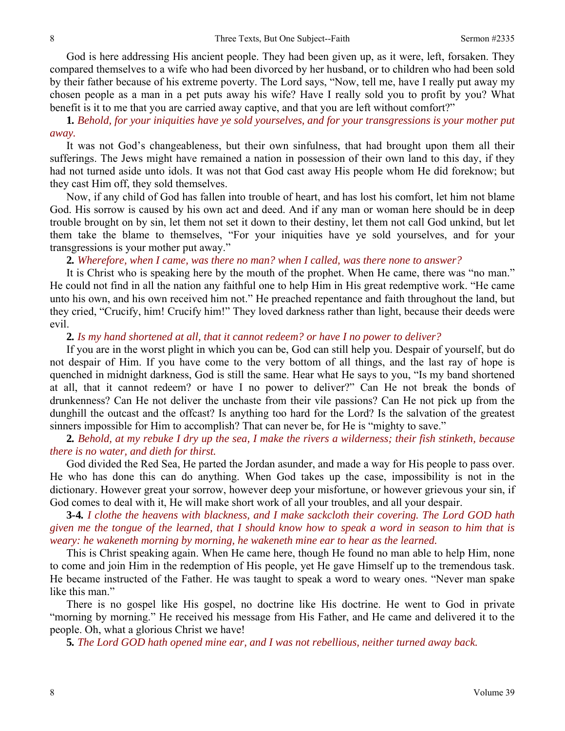God is here addressing His ancient people. They had been given up, as it were, left, forsaken. They compared themselves to a wife who had been divorced by her husband, or to children who had been sold by their father because of his extreme poverty. The Lord says, "Now, tell me, have I really put away my chosen people as a man in a pet puts away his wife? Have I really sold you to profit by you? What benefit is it to me that you are carried away captive, and that you are left without comfort?"

**1.** *Behold, for your iniquities have ye sold yourselves, and for your transgressions is your mother put away.*

It was not God's changeableness, but their own sinfulness, that had brought upon them all their sufferings. The Jews might have remained a nation in possession of their own land to this day, if they had not turned aside unto idols. It was not that God cast away His people whom He did foreknow; but they cast Him off, they sold themselves.

Now, if any child of God has fallen into trouble of heart, and has lost his comfort, let him not blame God. His sorrow is caused by his own act and deed. And if any man or woman here should be in deep trouble brought on by sin, let them not set it down to their destiny, let them not call God unkind, but let them take the blame to themselves, "For your iniquities have ye sold yourselves, and for your transgressions is your mother put away."

**2.** *Wherefore, when I came, was there no man? when I called, was there none to answer?*

It is Christ who is speaking here by the mouth of the prophet. When He came, there was "no man." He could not find in all the nation any faithful one to help Him in His great redemptive work. "He came unto his own, and his own received him not." He preached repentance and faith throughout the land, but they cried, "Crucify, him! Crucify him!" They loved darkness rather than light, because their deeds were evil.

**2.** *Is my hand shortened at all, that it cannot redeem? or have I no power to deliver?*

If you are in the worst plight in which you can be, God can still help you. Despair of yourself, but do not despair of Him. If you have come to the very bottom of all things, and the last ray of hope is quenched in midnight darkness, God is still the same. Hear what He says to you, "Is my band shortened at all, that it cannot redeem? or have I no power to deliver?" Can He not break the bonds of drunkenness? Can He not deliver the unchaste from their vile passions? Can He not pick up from the dunghill the outcast and the offcast? Is anything too hard for the Lord? Is the salvation of the greatest sinners impossible for Him to accomplish? That can never be, for He is "mighty to save."

**2.** *Behold, at my rebuke I dry up the sea, I make the rivers a wilderness; their fish stinketh, because there is no water, and dieth for thirst.*

God divided the Red Sea, He parted the Jordan asunder, and made a way for His people to pass over. He who has done this can do anything. When God takes up the case, impossibility is not in the dictionary. However great your sorrow, however deep your misfortune, or however grievous your sin, if God comes to deal with it, He will make short work of all your troubles, and all your despair.

**3-4.** *I clothe the heavens with blackness, and I make sackcloth their covering. The Lord GOD hath given me the tongue of the learned, that I should know how to speak a word in season to him that is weary: he wakeneth morning by morning, he wakeneth mine ear to hear as the learned.*

This is Christ speaking again. When He came here, though He found no man able to help Him, none to come and join Him in the redemption of His people, yet He gave Himself up to the tremendous task. He became instructed of the Father. He was taught to speak a word to weary ones. "Never man spake like this man."

There is no gospel like His gospel, no doctrine like His doctrine. He went to God in private "morning by morning." He received his message from His Father, and He came and delivered it to the people. Oh, what a glorious Christ we have!

**5.** *The Lord GOD hath opened mine ear, and I was not rebellious, neither turned away back.*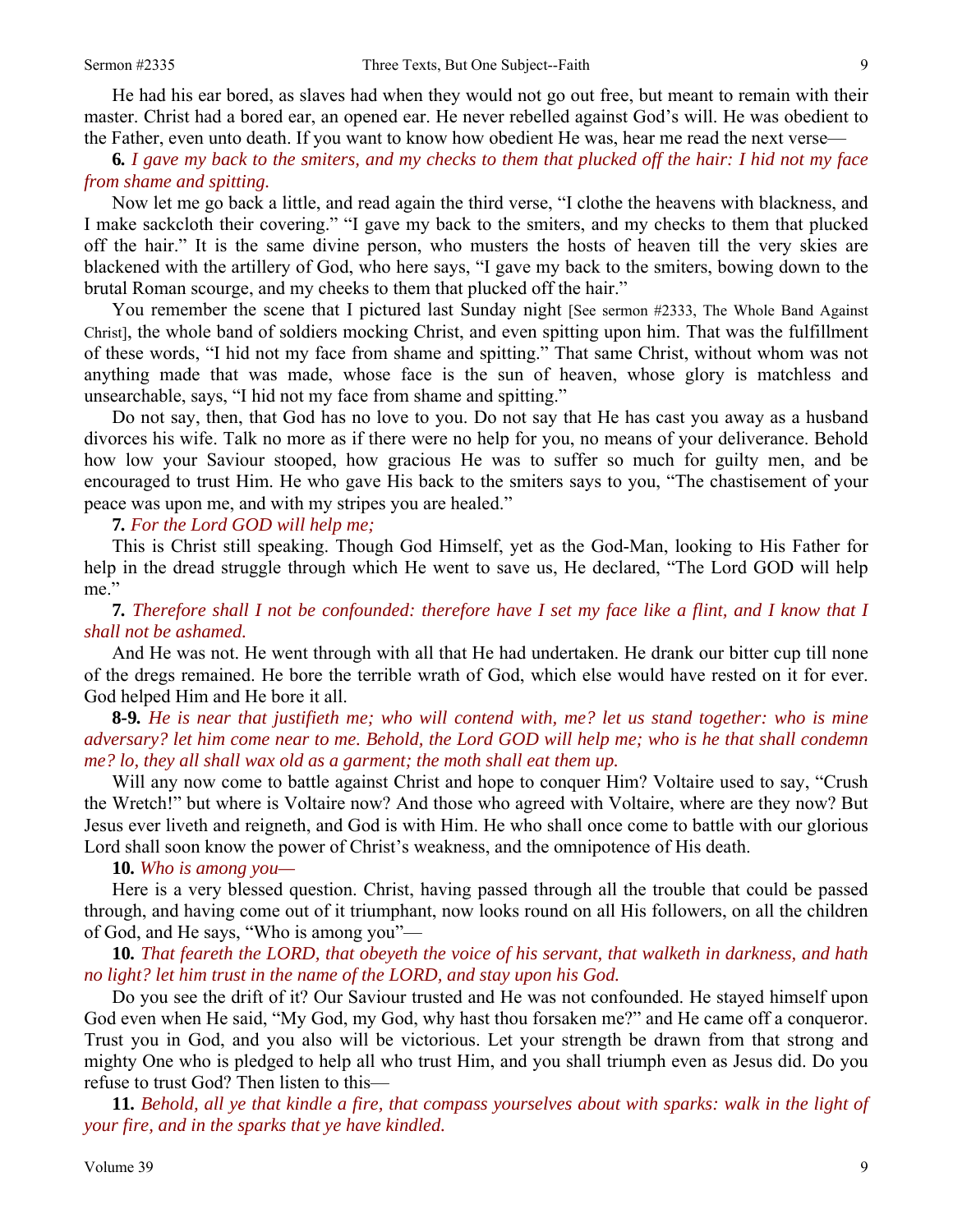He had his ear bored, as slaves had when they would not go out free, but meant to remain with their master. Christ had a bored ear, an opened ear. He never rebelled against God's will. He was obedient to the Father, even unto death. If you want to know how obedient He was, hear me read the next verse—

**6.** *I gave my back to the smiters, and my checks to them that plucked off the hair: I hid not my face from shame and spitting.*

Now let me go back a little, and read again the third verse, "I clothe the heavens with blackness, and I make sackcloth their covering." "I gave my back to the smiters, and my checks to them that plucked off the hair." It is the same divine person, who musters the hosts of heaven till the very skies are blackened with the artillery of God, who here says, "I gave my back to the smiters, bowing down to the brutal Roman scourge, and my cheeks to them that plucked off the hair."

You remember the scene that I pictured last Sunday night [See sermon #2333, The Whole Band Against Christ], the whole band of soldiers mocking Christ, and even spitting upon him. That was the fulfillment of these words, "I hid not my face from shame and spitting." That same Christ, without whom was not anything made that was made, whose face is the sun of heaven, whose glory is matchless and unsearchable, says, "I hid not my face from shame and spitting."

Do not say, then, that God has no love to you. Do not say that He has cast you away as a husband divorces his wife. Talk no more as if there were no help for you, no means of your deliverance. Behold how low your Saviour stooped, how gracious He was to suffer so much for guilty men, and be encouraged to trust Him. He who gave His back to the smiters says to you, "The chastisement of your peace was upon me, and with my stripes you are healed."

**7.** *For the Lord GOD will help me;*

This is Christ still speaking. Though God Himself, yet as the God-Man, looking to His Father for help in the dread struggle through which He went to save us, He declared, "The Lord GOD will help me."

**7.** *Therefore shall I not be confounded: therefore have I set my face like a flint, and I know that I shall not be ashamed.*

And He was not. He went through with all that He had undertaken. He drank our bitter cup till none of the dregs remained. He bore the terrible wrath of God, which else would have rested on it for ever. God helped Him and He bore it all.

**8-9.** *He is near that justifieth me; who will contend with, me? let us stand together: who is mine adversary? let him come near to me. Behold, the Lord GOD will help me; who is he that shall condemn me? lo, they all shall wax old as a garment; the moth shall eat them up.*

Will any now come to battle against Christ and hope to conquer Him? Voltaire used to say, "Crush the Wretch!" but where is Voltaire now? And those who agreed with Voltaire, where are they now? But Jesus ever liveth and reigneth, and God is with Him. He who shall once come to battle with our glorious Lord shall soon know the power of Christ's weakness, and the omnipotence of His death.

**10.** *Who is among you—*

Here is a very blessed question. Christ, having passed through all the trouble that could be passed through, and having come out of it triumphant, now looks round on all His followers, on all the children of God, and He says, "Who is among you"—

**10.** *That feareth the LORD, that obeyeth the voice of his servant, that walketh in darkness, and hath no light? let him trust in the name of the LORD, and stay upon his God.*

Do you see the drift of it? Our Saviour trusted and He was not confounded. He stayed himself upon God even when He said, "My God, my God, why hast thou forsaken me?" and He came off a conqueror. Trust you in God, and you also will be victorious. Let your strength be drawn from that strong and mighty One who is pledged to help all who trust Him, and you shall triumph even as Jesus did. Do you refuse to trust God? Then listen to this—

**11.** *Behold, all ye that kindle a fire, that compass yourselves about with sparks: walk in the light of your fire, and in the sparks that ye have kindled.*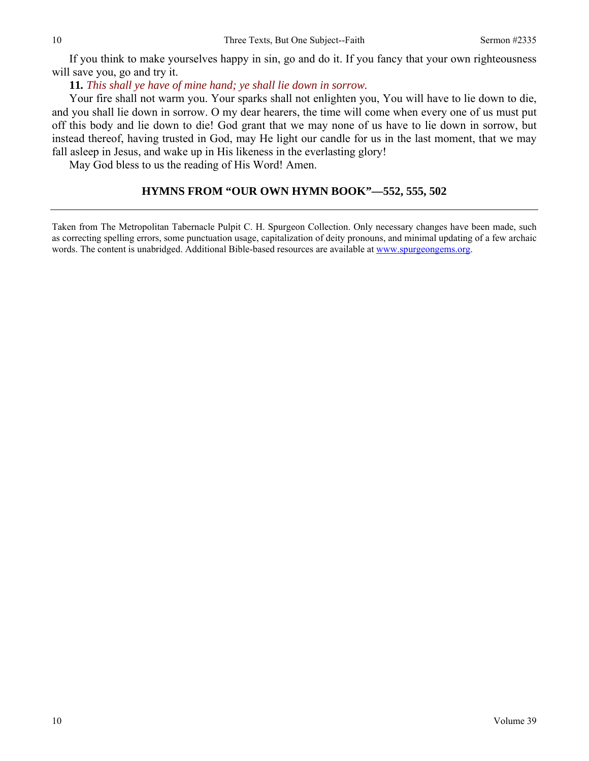If you think to make yourselves happy in sin, go and do it. If you fancy that your own righteousness will save you, go and try it.

**11.** *This shall ye have of mine hand; ye shall lie down in sorrow.*

Your fire shall not warm you. Your sparks shall not enlighten you, You will have to lie down to die, and you shall lie down in sorrow. O my dear hearers, the time will come when every one of us must put off this body and lie down to die! God grant that we may none of us have to lie down in sorrow, but instead thereof, having trusted in God, may He light our candle for us in the last moment, that we may fall asleep in Jesus, and wake up in His likeness in the everlasting glory!

May God bless to us the reading of His Word! Amen.

## HYMNS FROM "OUR OWN HYMN BOOK"—552, 555, 502

---

Taken from The Metropolitan Tabernacle Pulpit C. H. Spurgeon Collection. Only necessary changes have been made, such as correcting spelling errors, some punctuation usage, capitalization of deity pronouns, and minimal updating of a few archaic words. The content is unabridged. Additional Bible-based resources are available at www.spurgeongems.org.